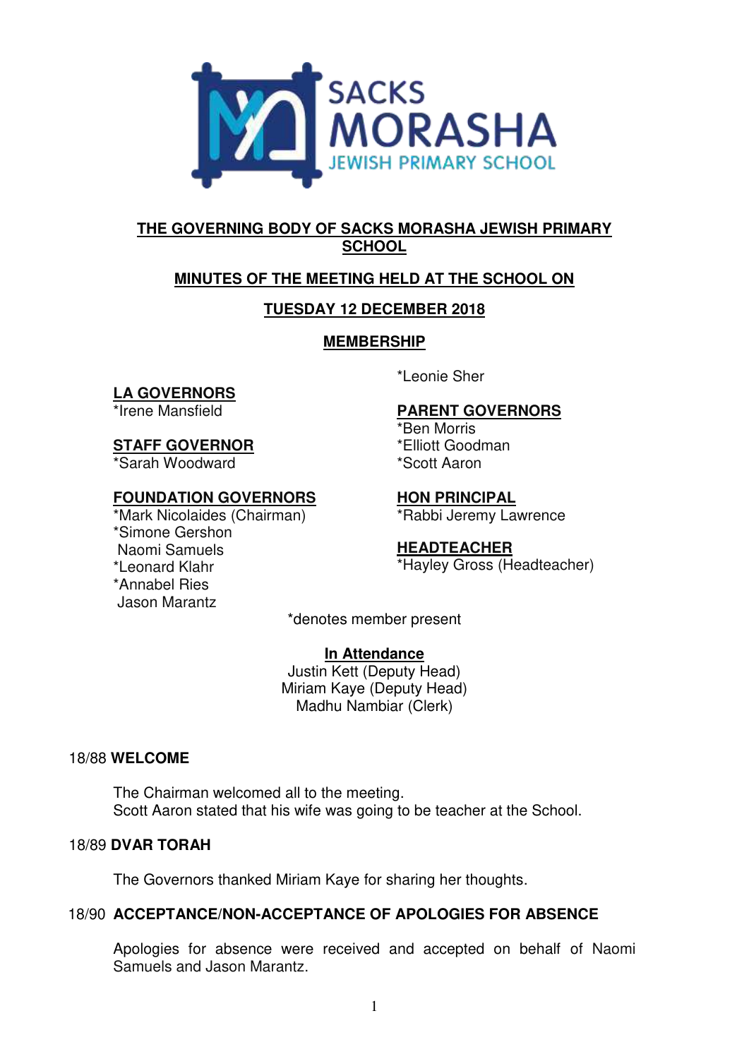SACKS MORASHA JEWISH PRIMARY SCHOOL

## THE GOVERNING BODY OF SACKS MORASHA JEWISH PRIMARY SCHOOL

## MINUTES OF THE MEETING HELD AT THE SCHOOL ON

## TUESDAY 12 DECEMBER 2018

## MEMBERSHIP

**LA GOVERNORS**
*Irene Mansfield

**STAFF GOVERNOR**
*Sarah Woodward

**FOUNDATION GOVERNORS**
*Mark Nicolaides (Chairman)
*Simone Gershon
Naomi Samuels
*Leonard Klahr
*Annabel Ries
Jason Marantz
*Leonie Sher

**PARENT GOVERNORS**
*Ben Morris
*Elliott Goodman
*Scott Aaron

**HON PRINCIPAL**
*Rabbi Jeremy Lawrence

**HEADTEACHER**
*Hayley Gross (Headteacher)

*denotes member present

**In Attendance**
Justin Kett (Deputy Head)
Miriam Kaye (Deputy Head)
Madhu Nambiar (Clerk)

### 18/88 WELCOME

The Chairman welcomed all to the meeting.
Scott Aaron stated that his wife was going to be teacher at the School.

### 18/89 DVAR TORAH

The Governors thanked Miriam Kaye for sharing her thoughts.

### 18/90 ACCEPTANCE/NON-ACCEPTANCE OF APOLOGIES FOR ABSENCE

Apologies for absence were received and accepted on behalf of Naomi Samuels and Jason Marantz.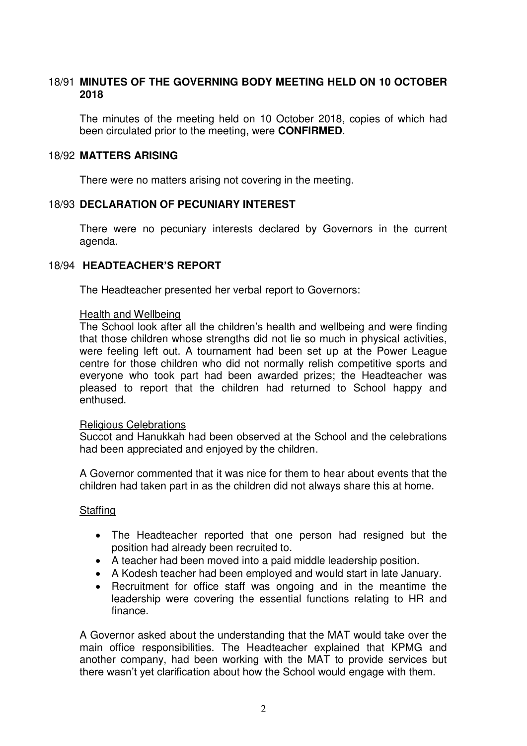## 18/91 MINUTES OF THE GOVERNING BODY MEETING HELD ON 10 OCTOBER 2018

The minutes of the meeting held on 10 October 2018, copies of which had been circulated prior to the meeting, were **CONFIRMED**.

## 18/92 MATTERS ARISING

There were no matters arising not covering in the meeting.

## 18/93 DECLARATION OF PECUNIARY INTEREST

There were no pecuniary interests declared by Governors in the current agenda.

## 18/94 HEADTEACHER'S REPORT

The Headteacher presented her verbal report to Governors:

<u>Health and Wellbeing</u>
The School look after all the children's health and wellbeing and were finding that those children whose strengths did not lie so much in physical activities, were feeling left out. A tournament had been set up at the Power League centre for those children who did not normally relish competitive sports and everyone who took part had been awarded prizes; the Headteacher was pleased to report that the children had returned to School happy and enthused.

<u>Religious Celebrations</u>
Succot and Hanukkah had been observed at the School and the celebrations had been appreciated and enjoyed by the children.

A Governor commented that it was nice for them to hear about events that the children had taken part in as the children did not always share this at home.

<u>Staffing</u>

- The Headteacher reported that one person had resigned but the position had already been recruited to.
- A teacher had been moved into a paid middle leadership position.
- A Kodesh teacher had been employed and would start in late January.
- Recruitment for office staff was ongoing and in the meantime the leadership were covering the essential functions relating to HR and finance.

A Governor asked about the understanding that the MAT would take over the main office responsibilities. The Headteacher explained that KPMG and another company, had been working with the MAT to provide services but there wasn't yet clarification about how the School would engage with them.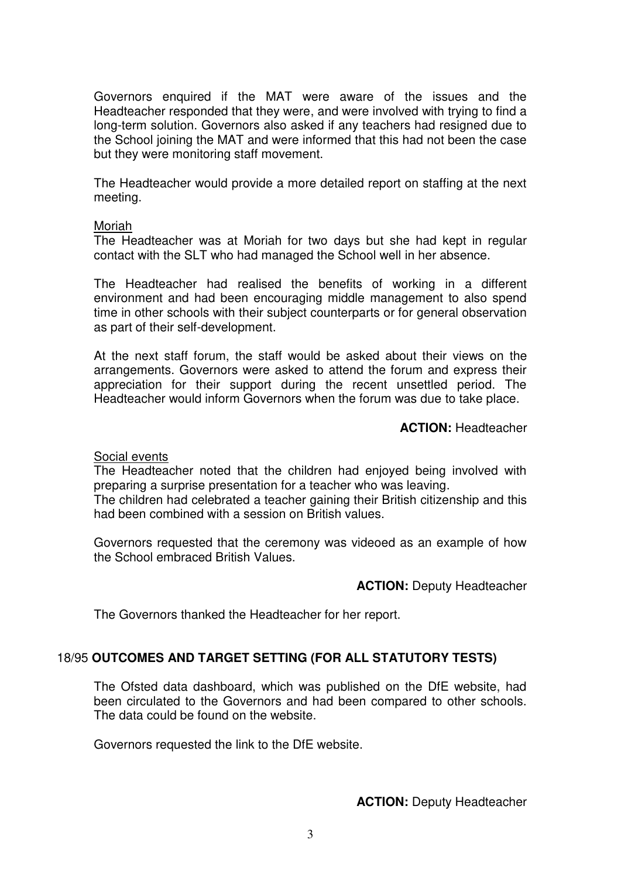Governors enquired if the MAT were aware of the issues and the Headteacher responded that they were, and were involved with trying to find a long-term solution. Governors also asked if any teachers had resigned due to the School joining the MAT and were informed that this had not been the case but they were monitoring staff movement.

The Headteacher would provide a more detailed report on staffing at the next meeting.

Moriah

The Headteacher was at Moriah for two days but she had kept in regular contact with the SLT who had managed the School well in her absence.

The Headteacher had realised the benefits of working in a different environment and had been encouraging middle management to also spend time in other schools with their subject counterparts or for general observation as part of their self-development.

At the next staff forum, the staff would be asked about their views on the arrangements. Governors were asked to attend the forum and express their appreciation for their support during the recent unsettled period. The Headteacher would inform Governors when the forum was due to take place.

**ACTION:** Headteacher

Social events

The Headteacher noted that the children had enjoyed being involved with preparing a surprise presentation for a teacher who was leaving.
The children had celebrated a teacher gaining their British citizenship and this had been combined with a session on British values.

Governors requested that the ceremony was videoed as an example of how the School embraced British Values.

**ACTION:** Deputy Headteacher

The Governors thanked the Headteacher for her report.

## 18/95 OUTCOMES AND TARGET SETTING (FOR ALL STATUTORY TESTS)

The Ofsted data dashboard, which was published on the DfE website, had been circulated to the Governors and had been compared to other schools. The data could be found on the website.

Governors requested the link to the DfE website.

**ACTION:** Deputy Headteacher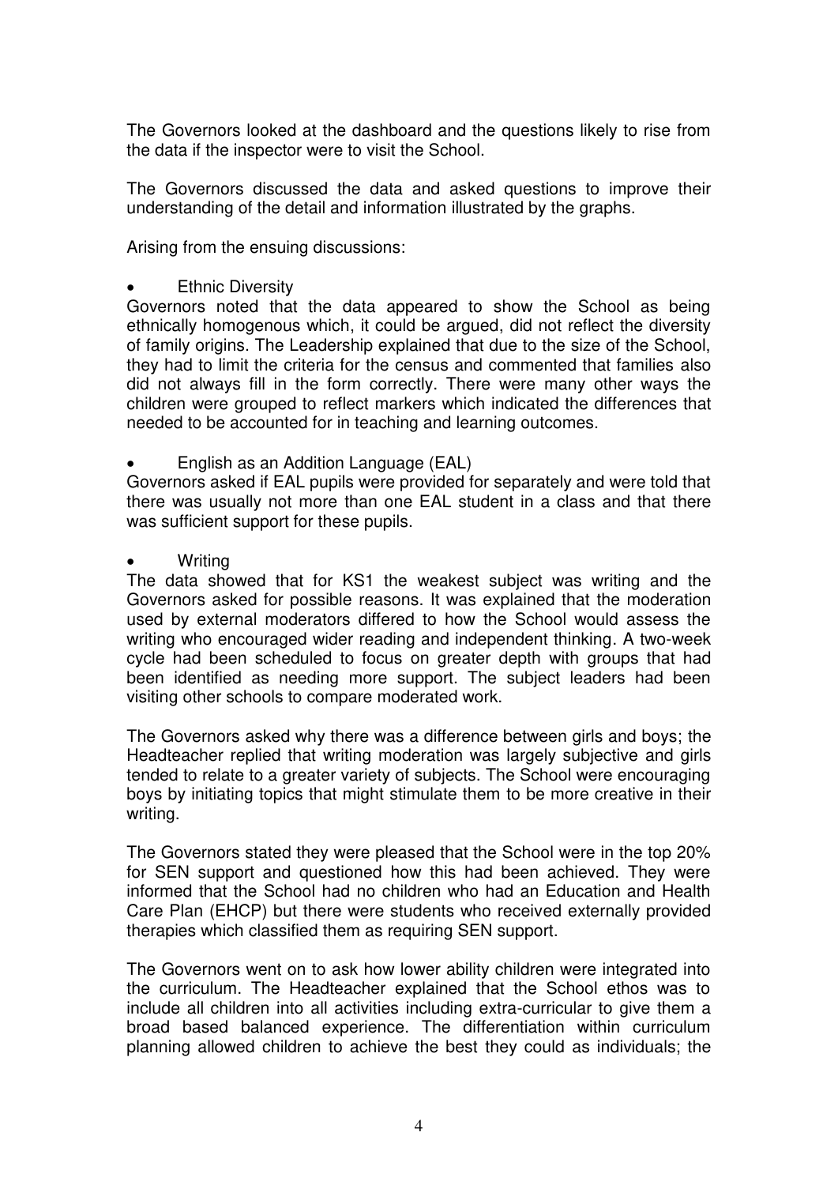The Governors looked at the dashboard and the questions likely to rise from the data if the inspector were to visit the School.

The Governors discussed the data and asked questions to improve their understanding of the detail and information illustrated by the graphs.

Arising from the ensuing discussions:

- Ethnic Diversity

Governors noted that the data appeared to show the School as being ethnically homogenous which, it could be argued, did not reflect the diversity of family origins. The Leadership explained that due to the size of the School, they had to limit the criteria for the census and commented that families also did not always fill in the form correctly. There were many other ways the children were grouped to reflect markers which indicated the differences that needed to be accounted for in teaching and learning outcomes.

- English as an Addition Language (EAL)

Governors asked if EAL pupils were provided for separately and were told that there was usually not more than one EAL student in a class and that there was sufficient support for these pupils.

- Writing

The data showed that for KS1 the weakest subject was writing and the Governors asked for possible reasons. It was explained that the moderation used by external moderators differed to how the School would assess the writing who encouraged wider reading and independent thinking. A two-week cycle had been scheduled to focus on greater depth with groups that had been identified as needing more support. The subject leaders had been visiting other schools to compare moderated work.

The Governors asked why there was a difference between girls and boys; the Headteacher replied that writing moderation was largely subjective and girls tended to relate to a greater variety of subjects. The School were encouraging boys by initiating topics that might stimulate them to be more creative in their writing.

The Governors stated they were pleased that the School were in the top 20% for SEN support and questioned how this had been achieved. They were informed that the School had no children who had an Education and Health Care Plan (EHCP) but there were students who received externally provided therapies which classified them as requiring SEN support.

The Governors went on to ask how lower ability children were integrated into the curriculum. The Headteacher explained that the School ethos was to include all children into all activities including extra-curricular to give them a broad based balanced experience. The differentiation within curriculum planning allowed children to achieve the best they could as individuals; the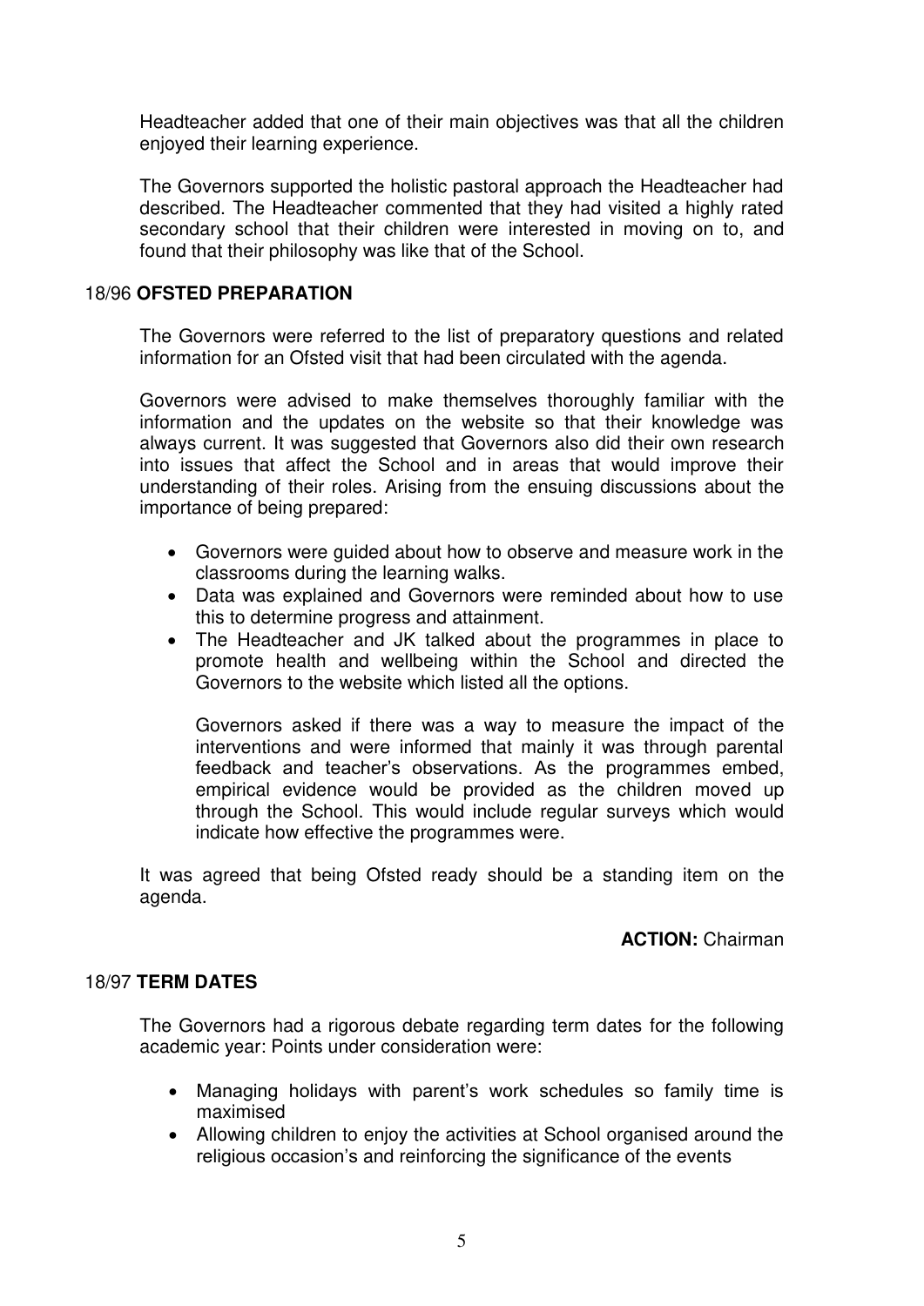Headteacher added that one of their main objectives was that all the children enjoyed their learning experience.

The Governors supported the holistic pastoral approach the Headteacher had described. The Headteacher commented that they had visited a highly rated secondary school that their children were interested in moving on to, and found that their philosophy was like that of the School.

### 18/96 **OFSTED PREPARATION**

The Governors were referred to the list of preparatory questions and related information for an Ofsted visit that had been circulated with the agenda.

Governors were advised to make themselves thoroughly familiar with the information and the updates on the website so that their knowledge was always current. It was suggested that Governors also did their own research into issues that affect the School and in areas that would improve their understanding of their roles. Arising from the ensuing discussions about the importance of being prepared:

- Governors were guided about how to observe and measure work in the classrooms during the learning walks.
- Data was explained and Governors were reminded about how to use this to determine progress and attainment.
- The Headteacher and JK talked about the programmes in place to promote health and wellbeing within the School and directed the Governors to the website which listed all the options.

  Governors asked if there was a way to measure the impact of the interventions and were informed that mainly it was through parental feedback and teacher's observations. As the programmes embed, empirical evidence would be provided as the children moved up through the School. This would include regular surveys which would indicate how effective the programmes were.

It was agreed that being Ofsted ready should be a standing item on the agenda.

**ACTION:** Chairman

### 18/97 **TERM DATES**

The Governors had a rigorous debate regarding term dates for the following academic year: Points under consideration were:

- Managing holidays with parent's work schedules so family time is maximised
- Allowing children to enjoy the activities at School organised around the religious occasion's and reinforcing the significance of the events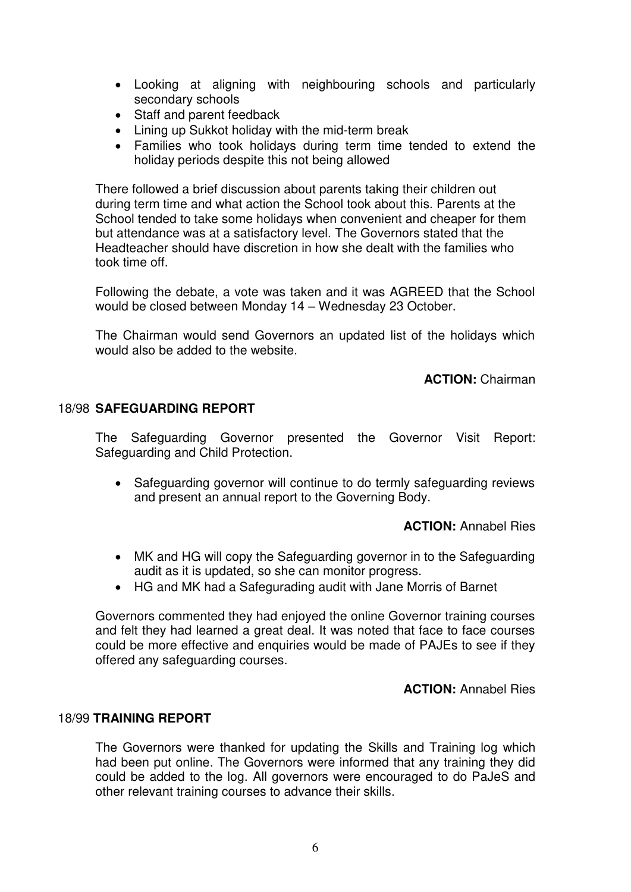- Looking at aligning with neighbouring schools and particularly secondary schools
- Staff and parent feedback
- Lining up Sukkot holiday with the mid-term break
- Families who took holidays during term time tended to extend the holiday periods despite this not being allowed

There followed a brief discussion about parents taking their children out during term time and what action the School took about this. Parents at the School tended to take some holidays when convenient and cheaper for them but attendance was at a satisfactory level. The Governors stated that the Headteacher should have discretion in how she dealt with the families who took time off.

Following the debate, a vote was taken and it was AGREED that the School would be closed between Monday 14 – Wednesday 23 October.

The Chairman would send Governors an updated list of the holidays which would also be added to the website.

**ACTION:** Chairman

## 18/98 SAFEGUARDING REPORT

The Safeguarding Governor presented the Governor Visit Report: Safeguarding and Child Protection.

- Safeguarding governor will continue to do termly safeguarding reviews and present an annual report to the Governing Body.

**ACTION:** Annabel Ries

- MK and HG will copy the Safeguarding governor in to the Safeguarding audit as it is updated, so she can monitor progress.
- HG and MK had a Safegurading audit with Jane Morris of Barnet

Governors commented they had enjoyed the online Governor training courses and felt they had learned a great deal. It was noted that face to face courses could be more effective and enquiries would be made of PAJEs to see if they offered any safeguarding courses.

**ACTION:** Annabel Ries

## 18/99 TRAINING REPORT

The Governors were thanked for updating the Skills and Training log which had been put online. The Governors were informed that any training they did could be added to the log. All governors were encouraged to do PaJeS and other relevant training courses to advance their skills.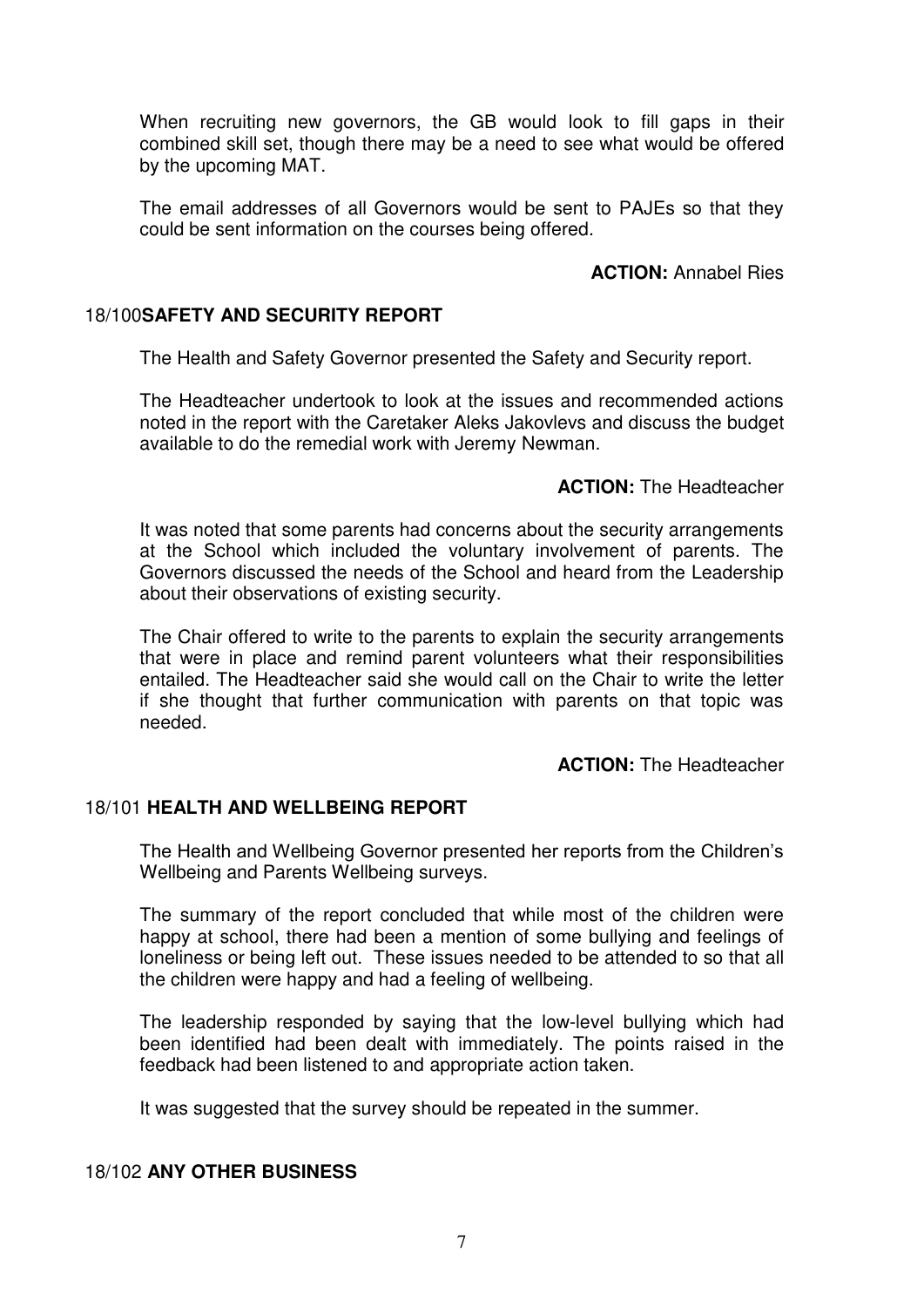When recruiting new governors, the GB would look to fill gaps in their combined skill set, though there may be a need to see what would be offered by the upcoming MAT.

The email addresses of all Governors would be sent to PAJEs so that they could be sent information on the courses being offered.

**ACTION:** Annabel Ries

## 18/100 SAFETY AND SECURITY REPORT

The Health and Safety Governor presented the Safety and Security report.

The Headteacher undertook to look at the issues and recommended actions noted in the report with the Caretaker Aleks Jakovlevs and discuss the budget available to do the remedial work with Jeremy Newman.

**ACTION:** The Headteacher

It was noted that some parents had concerns about the security arrangements at the School which included the voluntary involvement of parents. The Governors discussed the needs of the School and heard from the Leadership about their observations of existing security.

The Chair offered to write to the parents to explain the security arrangements that were in place and remind parent volunteers what their responsibilities entailed. The Headteacher said she would call on the Chair to write the letter if she thought that further communication with parents on that topic was needed.

**ACTION:** The Headteacher

## 18/101 HEALTH AND WELLBEING REPORT

The Health and Wellbeing Governor presented her reports from the Children's Wellbeing and Parents Wellbeing surveys.

The summary of the report concluded that while most of the children were happy at school, there had been a mention of some bullying and feelings of loneliness or being left out. These issues needed to be attended to so that all the children were happy and had a feeling of wellbeing.

The leadership responded by saying that the low-level bullying which had been identified had been dealt with immediately. The points raised in the feedback had been listened to and appropriate action taken.

It was suggested that the survey should be repeated in the summer.

## 18/102 ANY OTHER BUSINESS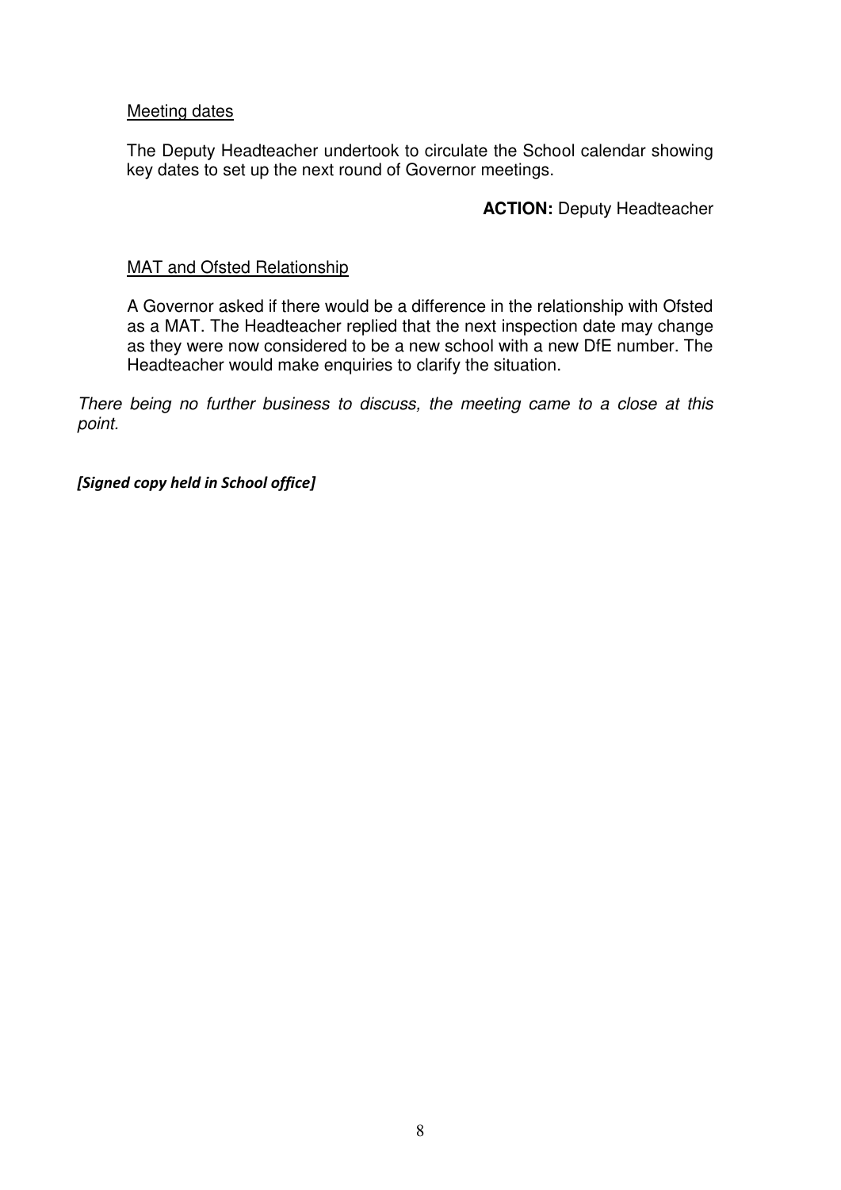Meeting dates

The Deputy Headteacher undertook to circulate the School calendar showing key dates to set up the next round of Governor meetings.

**ACTION:** Deputy Headteacher

MAT and Ofsted Relationship

A Governor asked if there would be a difference in the relationship with Ofsted as a MAT. The Headteacher replied that the next inspection date may change as they were now considered to be a new school with a new DfE number. The Headteacher would make enquiries to clarify the situation.

*There being no further business to discuss, the meeting came to a close at this point.*

***[Signed copy held in School office]***